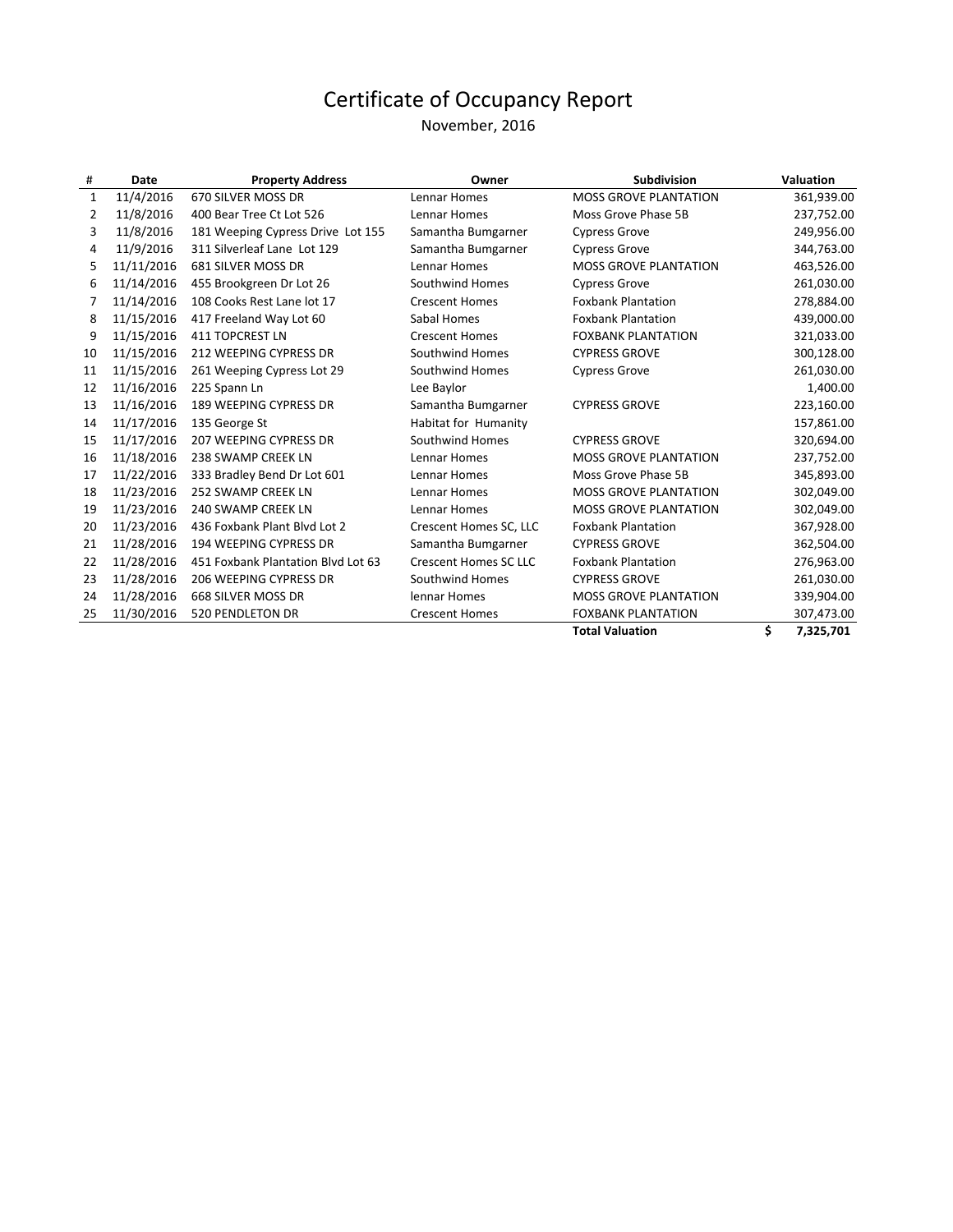# Certificate of Occupancy Report

November, 2016

| # | Date | Property Address | Owner | Subdivision | Valuation |
|---|---|---|---|---|---|
| 1 | 11/4/2016 | 670 SILVER MOSS DR | Lennar Homes | MOSS GROVE PLANTATION | 361,939.00 |
| 2 | 11/8/2016 | 400 Bear Tree Ct Lot 526 | Lennar Homes | Moss Grove Phase 5B | 237,752.00 |
| 3 | 11/8/2016 | 181 Weeping Cypress Drive Lot 155 | Samantha Bumgarner | Cypress Grove | 249,956.00 |
| 4 | 11/9/2016 | 311 Silverleaf Lane Lot 129 | Samantha Bumgarner | Cypress Grove | 344,763.00 |
| 5 | 11/11/2016 | 681 SILVER MOSS DR | Lennar Homes | MOSS GROVE PLANTATION | 463,526.00 |
| 6 | 11/14/2016 | 455 Brookgreen Dr Lot 26 | Southwind Homes | Cypress Grove | 261,030.00 |
| 7 | 11/14/2016 | 108 Cooks Rest Lane lot 17 | Crescent Homes | Foxbank Plantation | 278,884.00 |
| 8 | 11/15/2016 | 417 Freeland Way Lot 60 | Sabal Homes | Foxbank Plantation | 439,000.00 |
| 9 | 11/15/2016 | 411 TOPCREST LN | Crescent Homes | FOXBANK PLANTATION | 321,033.00 |
| 10 | 11/15/2016 | 212 WEEPING CYPRESS DR | Southwind Homes | CYPRESS GROVE | 300,128.00 |
| 11 | 11/15/2016 | 261 Weeping Cypress Lot 29 | Southwind Homes | Cypress Grove | 261,030.00 |
| 12 | 11/16/2016 | 225 Spann Ln | Lee Baylor | | 1,400.00 |
| 13 | 11/16/2016 | 189 WEEPING CYPRESS DR | Samantha Bumgarner | CYPRESS GROVE | 223,160.00 |
| 14 | 11/17/2016 | 135 George St | Habitat for Humanity | | 157,861.00 |
| 15 | 11/17/2016 | 207 WEEPING CYPRESS DR | Southwind Homes | CYPRESS GROVE | 320,694.00 |
| 16 | 11/18/2016 | 238 SWAMP CREEK LN | Lennar Homes | MOSS GROVE PLANTATION | 237,752.00 |
| 17 | 11/22/2016 | 333 Bradley Bend Dr Lot 601 | Lennar Homes | Moss Grove Phase 5B | 345,893.00 |
| 18 | 11/23/2016 | 252 SWAMP CREEK LN | Lennar Homes | MOSS GROVE PLANTATION | 302,049.00 |
| 19 | 11/23/2016 | 240 SWAMP CREEK LN | Lennar Homes | MOSS GROVE PLANTATION | 302,049.00 |
| 20 | 11/23/2016 | 436 Foxbank Plant Blvd Lot 2 | Crescent Homes SC, LLC | Foxbank Plantation | 367,928.00 |
| 21 | 11/28/2016 | 194 WEEPING CYPRESS DR | Samantha Bumgarner | CYPRESS GROVE | 362,504.00 |
| 22 | 11/28/2016 | 451 Foxbank Plantation Blvd Lot 63 | Crescent Homes SC LLC | Foxbank Plantation | 276,963.00 |
| 23 | 11/28/2016 | 206 WEEPING CYPRESS DR | Southwind Homes | CYPRESS GROVE | 261,030.00 |
| 24 | 11/28/2016 | 668 SILVER MOSS DR | lennar Homes | MOSS GROVE PLANTATION | 339,904.00 |
| 25 | 11/30/2016 | 520 PENDLETON DR | Crescent Homes | FOXBANK PLANTATION | 307,473.00 |
| | | | | **Total Valuation** | **$ 7,325,701** |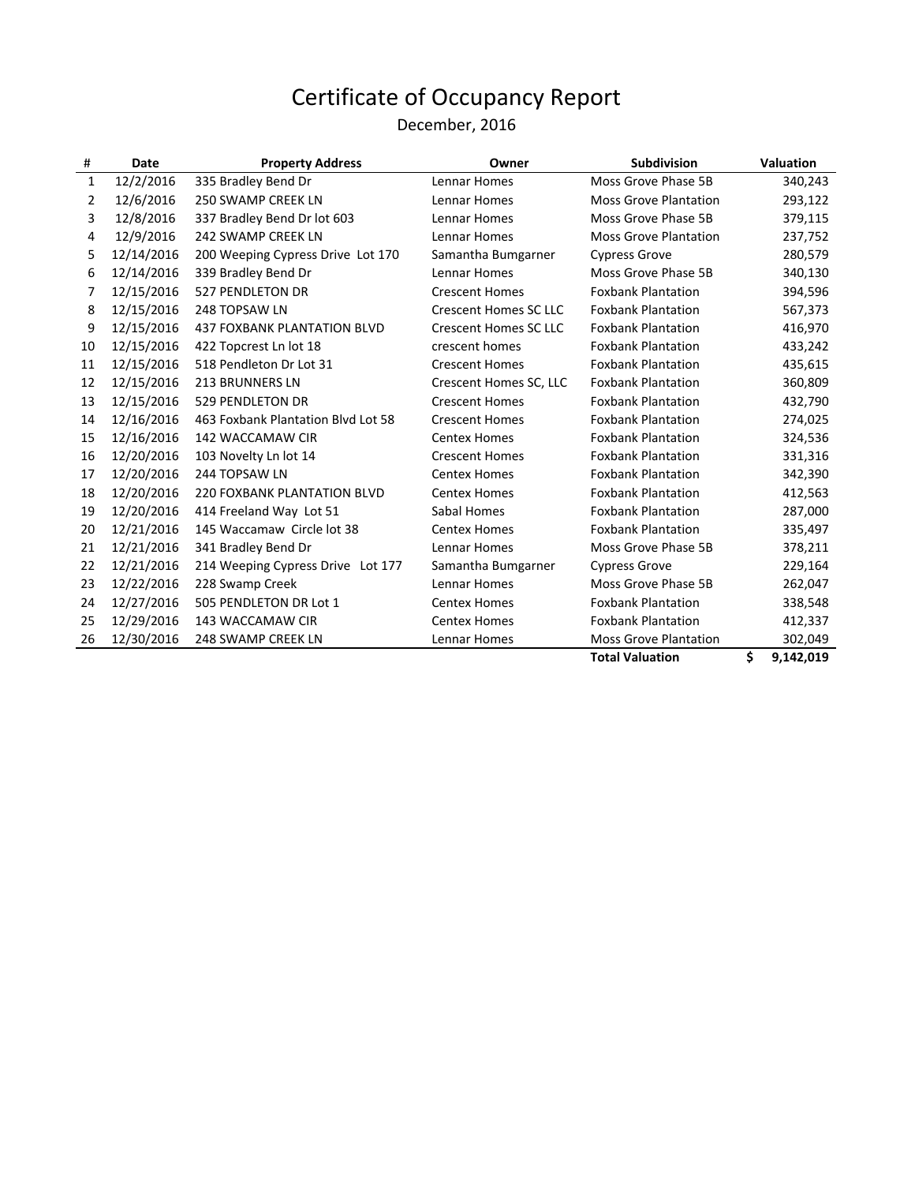# Certificate of Occupancy Report

December, 2016

| # | Date | Property Address | Owner | Subdivision | Valuation |
|---|---|---|---|---|---|
| 1 | 12/2/2016 | 335 Bradley Bend Dr | Lennar Homes | Moss Grove Phase 5B | 340,243 |
| 2 | 12/6/2016 | 250 SWAMP CREEK LN | Lennar Homes | Moss Grove Plantation | 293,122 |
| 3 | 12/8/2016 | 337 Bradley Bend Dr lot 603 | Lennar Homes | Moss Grove Phase 5B | 379,115 |
| 4 | 12/9/2016 | 242 SWAMP CREEK LN | Lennar Homes | Moss Grove Plantation | 237,752 |
| 5 | 12/14/2016 | 200 Weeping Cypress Drive Lot 170 | Samantha Bumgarner | Cypress Grove | 280,579 |
| 6 | 12/14/2016 | 339 Bradley Bend Dr | Lennar Homes | Moss Grove Phase 5B | 340,130 |
| 7 | 12/15/2016 | 527 PENDLETON DR | Crescent Homes | Foxbank Plantation | 394,596 |
| 8 | 12/15/2016 | 248 TOPSAW LN | Crescent Homes SC LLC | Foxbank Plantation | 567,373 |
| 9 | 12/15/2016 | 437 FOXBANK PLANTATION BLVD | Crescent Homes SC LLC | Foxbank Plantation | 416,970 |
| 10 | 12/15/2016 | 422 Topcrest Ln lot 18 | crescent homes | Foxbank Plantation | 433,242 |
| 11 | 12/15/2016 | 518 Pendleton Dr Lot 31 | Crescent Homes | Foxbank Plantation | 435,615 |
| 12 | 12/15/2016 | 213 BRUNNERS LN | Crescent Homes SC, LLC | Foxbank Plantation | 360,809 |
| 13 | 12/15/2016 | 529 PENDLETON DR | Crescent Homes | Foxbank Plantation | 432,790 |
| 14 | 12/16/2016 | 463 Foxbank Plantation Blvd Lot 58 | Crescent Homes | Foxbank Plantation | 274,025 |
| 15 | 12/16/2016 | 142 WACCAMAW CIR | Centex Homes | Foxbank Plantation | 324,536 |
| 16 | 12/20/2016 | 103 Novelty Ln lot 14 | Crescent Homes | Foxbank Plantation | 331,316 |
| 17 | 12/20/2016 | 244 TOPSAW LN | Centex Homes | Foxbank Plantation | 342,390 |
| 18 | 12/20/2016 | 220 FOXBANK PLANTATION BLVD | Centex Homes | Foxbank Plantation | 412,563 |
| 19 | 12/20/2016 | 414 Freeland Way Lot 51 | Sabal Homes | Foxbank Plantation | 287,000 |
| 20 | 12/21/2016 | 145 Waccamaw Circle lot 38 | Centex Homes | Foxbank Plantation | 335,497 |
| 21 | 12/21/2016 | 341 Bradley Bend Dr | Lennar Homes | Moss Grove Phase 5B | 378,211 |
| 22 | 12/21/2016 | 214 Weeping Cypress Drive Lot 177 | Samantha Bumgarner | Cypress Grove | 229,164 |
| 23 | 12/22/2016 | 228 Swamp Creek | Lennar Homes | Moss Grove Phase 5B | 262,047 |
| 24 | 12/27/2016 | 505 PENDLETON DR Lot 1 | Centex Homes | Foxbank Plantation | 338,548 |
| 25 | 12/29/2016 | 143 WACCAMAW CIR | Centex Homes | Foxbank Plantation | 412,337 |
| 26 | 12/30/2016 | 248 SWAMP CREEK LN | Lennar Homes | Moss Grove Plantation | 302,049 |
| | | | | **Total Valuation** | **$ 9,142,019** |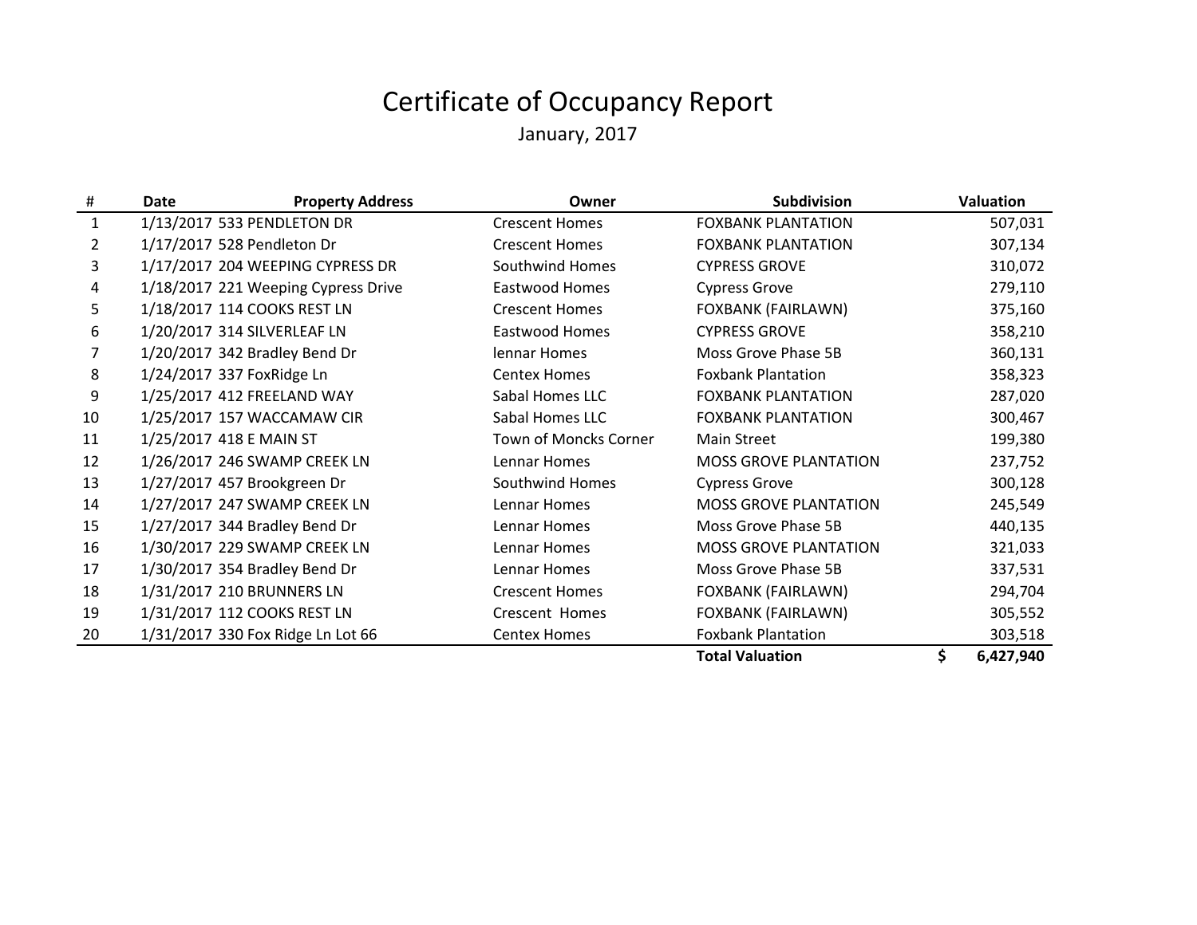# Certificate of Occupancy Report

January, 2017

| # | Date | Property Address | Owner | Subdivision | Valuation |
|---|---|---|---|---|---|
| 1 | 1/13/2017 | 533 PENDLETON DR | Crescent Homes | FOXBANK PLANTATION | 507,031 |
| 2 | 1/17/2017 | 528 Pendleton Dr | Crescent Homes | FOXBANK PLANTATION | 307,134 |
| 3 | 1/17/2017 | 204 WEEPING CYPRESS DR | Southwind Homes | CYPRESS GROVE | 310,072 |
| 4 | 1/18/2017 | 221 Weeping Cypress Drive | Eastwood Homes | Cypress Grove | 279,110 |
| 5 | 1/18/2017 | 114 COOKS REST LN | Crescent Homes | FOXBANK (FAIRLAWN) | 375,160 |
| 6 | 1/20/2017 | 314 SILVERLEAF LN | Eastwood Homes | CYPRESS GROVE | 358,210 |
| 7 | 1/20/2017 | 342 Bradley Bend Dr | lennar Homes | Moss Grove Phase 5B | 360,131 |
| 8 | 1/24/2017 | 337 FoxRidge Ln | Centex Homes | Foxbank Plantation | 358,323 |
| 9 | 1/25/2017 | 412 FREELAND WAY | Sabal Homes LLC | FOXBANK PLANTATION | 287,020 |
| 10 | 1/25/2017 | 157 WACCAMAW CIR | Sabal Homes LLC | FOXBANK PLANTATION | 300,467 |
| 11 | 1/25/2017 | 418 E MAIN ST | Town of Moncks Corner | Main Street | 199,380 |
| 12 | 1/26/2017 | 246 SWAMP CREEK LN | Lennar Homes | MOSS GROVE PLANTATION | 237,752 |
| 13 | 1/27/2017 | 457 Brookgreen Dr | Southwind Homes | Cypress Grove | 300,128 |
| 14 | 1/27/2017 | 247 SWAMP CREEK LN | Lennar Homes | MOSS GROVE PLANTATION | 245,549 |
| 15 | 1/27/2017 | 344 Bradley Bend Dr | Lennar Homes | Moss Grove Phase 5B | 440,135 |
| 16 | 1/30/2017 | 229 SWAMP CREEK LN | Lennar Homes | MOSS GROVE PLANTATION | 321,033 |
| 17 | 1/30/2017 | 354 Bradley Bend Dr | Lennar Homes | Moss Grove Phase 5B | 337,531 |
| 18 | 1/31/2017 | 210 BRUNNERS LN | Crescent Homes | FOXBANK (FAIRLAWN) | 294,704 |
| 19 | 1/31/2017 | 112 COOKS REST LN | Crescent Homes | FOXBANK (FAIRLAWN) | 305,552 |
| 20 | 1/31/2017 | 330 Fox Ridge Ln Lot 66 | Centex Homes | Foxbank Plantation | 303,518 |
| | | | | **Total Valuation** | **$ 6,427,940** |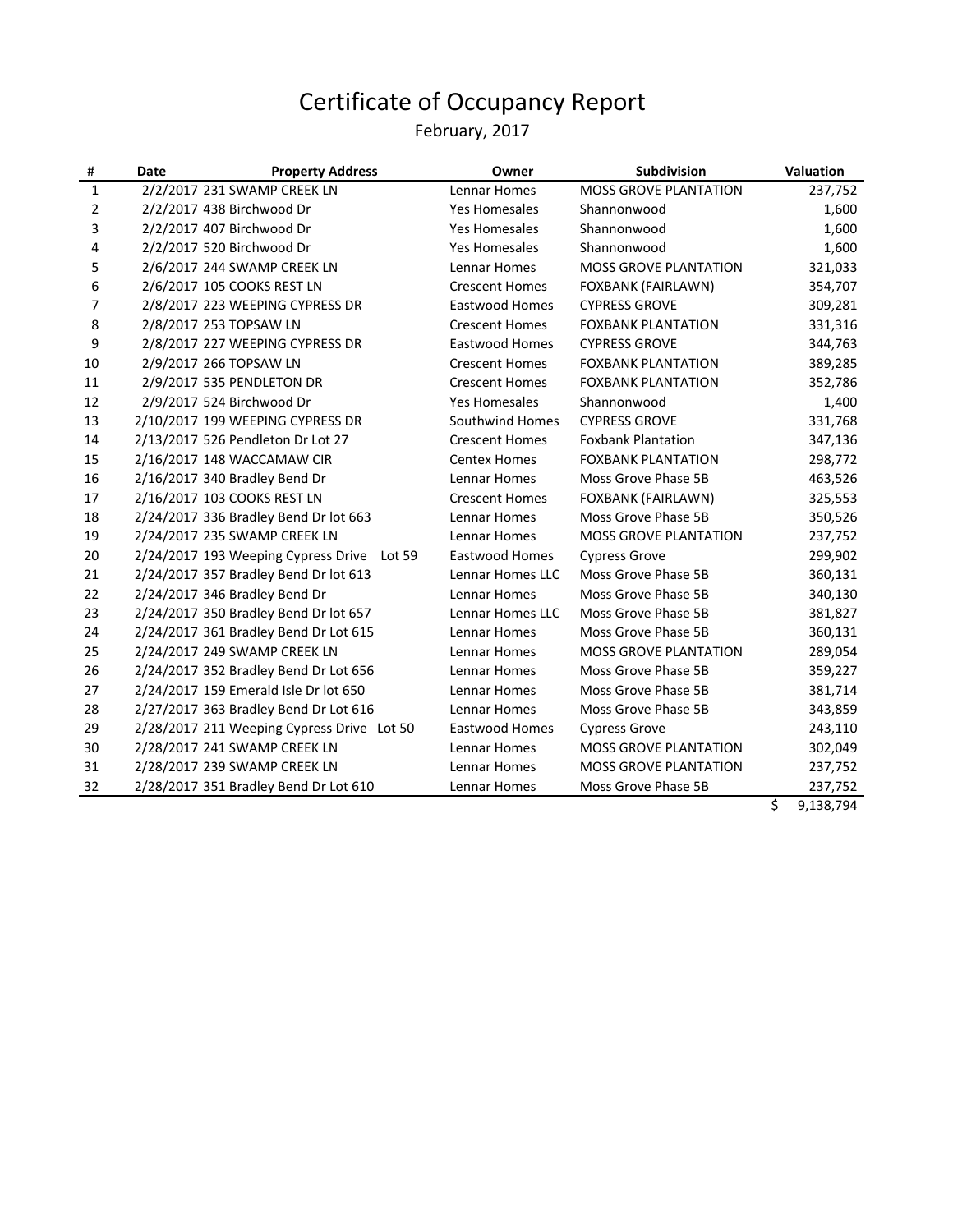# Certificate of Occupancy Report

February, 2017

| # | Date | Property Address | Owner | Subdivision | Valuation |
|---|---|---|---|---|---|
| 1 | 2/2/2017 | 231 SWAMP CREEK LN | Lennar Homes | MOSS GROVE PLANTATION | 237,752 |
| 2 | 2/2/2017 | 438 Birchwood Dr | Yes Homesales | Shannonwood | 1,600 |
| 3 | 2/2/2017 | 407 Birchwood Dr | Yes Homesales | Shannonwood | 1,600 |
| 4 | 2/2/2017 | 520 Birchwood Dr | Yes Homesales | Shannonwood | 1,600 |
| 5 | 2/6/2017 | 244 SWAMP CREEK LN | Lennar Homes | MOSS GROVE PLANTATION | 321,033 |
| 6 | 2/6/2017 | 105 COOKS REST LN | Crescent Homes | FOXBANK (FAIRLAWN) | 354,707 |
| 7 | 2/8/2017 | 223 WEEPING CYPRESS DR | Eastwood Homes | CYPRESS GROVE | 309,281 |
| 8 | 2/8/2017 | 253 TOPSAW LN | Crescent Homes | FOXBANK PLANTATION | 331,316 |
| 9 | 2/8/2017 | 227 WEEPING CYPRESS DR | Eastwood Homes | CYPRESS GROVE | 344,763 |
| 10 | 2/9/2017 | 266 TOPSAW LN | Crescent Homes | FOXBANK PLANTATION | 389,285 |
| 11 | 2/9/2017 | 535 PENDLETON DR | Crescent Homes | FOXBANK PLANTATION | 352,786 |
| 12 | 2/9/2017 | 524 Birchwood Dr | Yes Homesales | Shannonwood | 1,400 |
| 13 | 2/10/2017 | 199 WEEPING CYPRESS DR | Southwind Homes | CYPRESS GROVE | 331,768 |
| 14 | 2/13/2017 | 526 Pendleton Dr Lot 27 | Crescent Homes | Foxbank Plantation | 347,136 |
| 15 | 2/16/2017 | 148 WACCAMAW CIR | Centex Homes | FOXBANK PLANTATION | 298,772 |
| 16 | 2/16/2017 | 340 Bradley Bend Dr | Lennar Homes | Moss Grove Phase 5B | 463,526 |
| 17 | 2/16/2017 | 103 COOKS REST LN | Crescent Homes | FOXBANK (FAIRLAWN) | 325,553 |
| 18 | 2/24/2017 | 336 Bradley Bend Dr lot 663 | Lennar Homes | Moss Grove Phase 5B | 350,526 |
| 19 | 2/24/2017 | 235 SWAMP CREEK LN | Lennar Homes | MOSS GROVE PLANTATION | 237,752 |
| 20 | 2/24/2017 | 193 Weeping Cypress Drive Lot 59 | Eastwood Homes | Cypress Grove | 299,902 |
| 21 | 2/24/2017 | 357 Bradley Bend Dr lot 613 | Lennar Homes LLC | Moss Grove Phase 5B | 360,131 |
| 22 | 2/24/2017 | 346 Bradley Bend Dr | Lennar Homes | Moss Grove Phase 5B | 340,130 |
| 23 | 2/24/2017 | 350 Bradley Bend Dr lot 657 | Lennar Homes LLC | Moss Grove Phase 5B | 381,827 |
| 24 | 2/24/2017 | 361 Bradley Bend Dr Lot 615 | Lennar Homes | Moss Grove Phase 5B | 360,131 |
| 25 | 2/24/2017 | 249 SWAMP CREEK LN | Lennar Homes | MOSS GROVE PLANTATION | 289,054 |
| 26 | 2/24/2017 | 352 Bradley Bend Dr Lot 656 | Lennar Homes | Moss Grove Phase 5B | 359,227 |
| 27 | 2/24/2017 | 159 Emerald Isle Dr lot 650 | Lennar Homes | Moss Grove Phase 5B | 381,714 |
| 28 | 2/27/2017 | 363 Bradley Bend Dr Lot 616 | Lennar Homes | Moss Grove Phase 5B | 343,859 |
| 29 | 2/28/2017 | 211 Weeping Cypress Drive Lot 50 | Eastwood Homes | Cypress Grove | 243,110 |
| 30 | 2/28/2017 | 241 SWAMP CREEK LN | Lennar Homes | MOSS GROVE PLANTATION | 302,049 |
| 31 | 2/28/2017 | 239 SWAMP CREEK LN | Lennar Homes | MOSS GROVE PLANTATION | 237,752 |
| 32 | 2/28/2017 | 351 Bradley Bend Dr Lot 610 | Lennar Homes | Moss Grove Phase 5B | 237,752 |
| | | | | | $ 9,138,794 |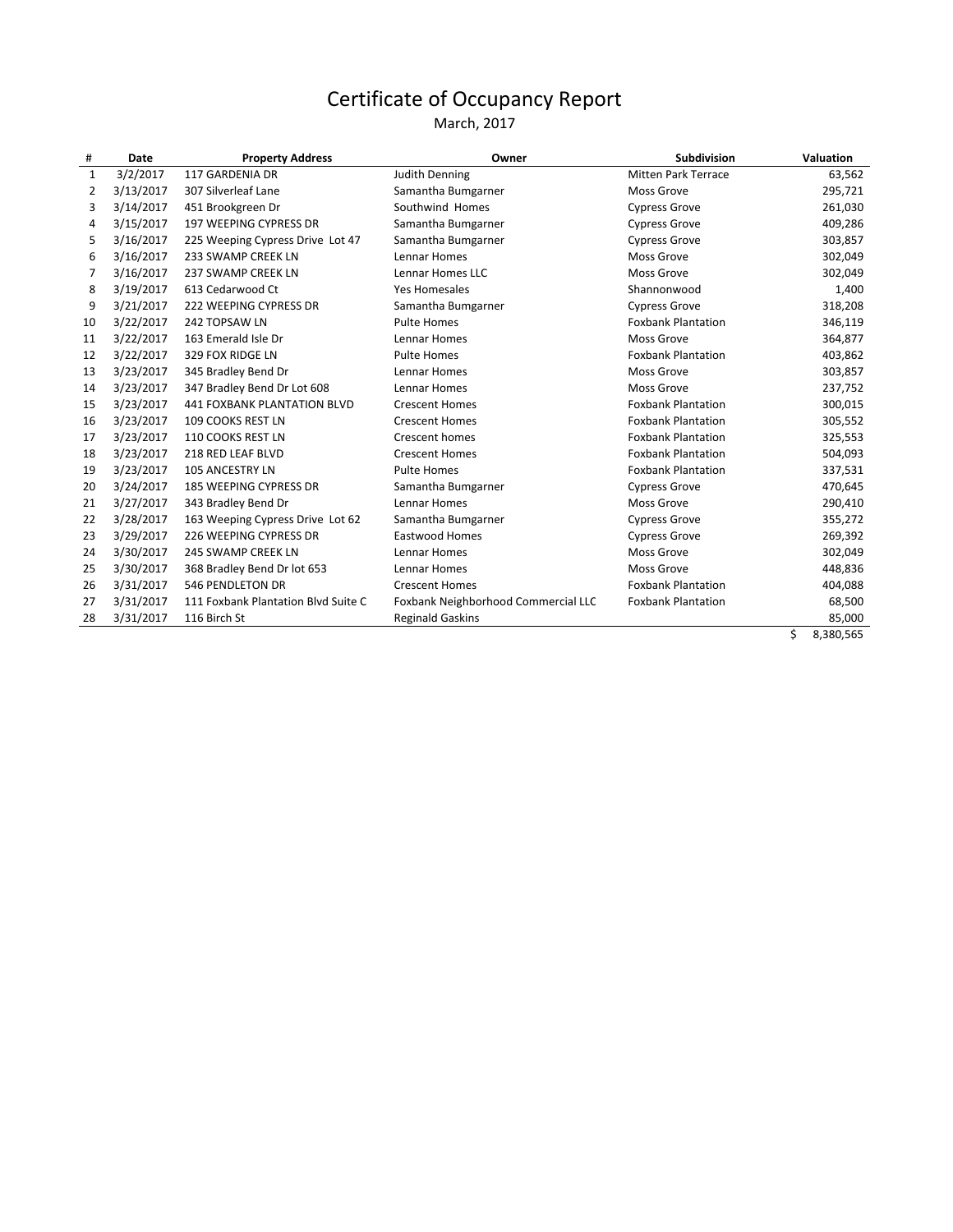# Certificate of Occupancy Report

March, 2017

| # | Date | Property Address | Owner | Subdivision | Valuation |
|---|---|---|---|---|---|
| 1 | 3/2/2017 | 117 GARDENIA DR | Judith Denning | Mitten Park Terrace | 63,562 |
| 2 | 3/13/2017 | 307 Silverleaf Lane | Samantha Bumgarner | Moss Grove | 295,721 |
| 3 | 3/14/2017 | 451 Brookgreen Dr | Southwind Homes | Cypress Grove | 261,030 |
| 4 | 3/15/2017 | 197 WEEPING CYPRESS DR | Samantha Bumgarner | Cypress Grove | 409,286 |
| 5 | 3/16/2017 | 225 Weeping Cypress Drive Lot 47 | Samantha Bumgarner | Cypress Grove | 303,857 |
| 6 | 3/16/2017 | 233 SWAMP CREEK LN | Lennar Homes | Moss Grove | 302,049 |
| 7 | 3/16/2017 | 237 SWAMP CREEK LN | Lennar Homes LLC | Moss Grove | 302,049 |
| 8 | 3/19/2017 | 613 Cedarwood Ct | Yes Homesales | Shannonwood | 1,400 |
| 9 | 3/21/2017 | 222 WEEPING CYPRESS DR | Samantha Bumgarner | Cypress Grove | 318,208 |
| 10 | 3/22/2017 | 242 TOPSAW LN | Pulte Homes | Foxbank Plantation | 346,119 |
| 11 | 3/22/2017 | 163 Emerald Isle Dr | Lennar Homes | Moss Grove | 364,877 |
| 12 | 3/22/2017 | 329 FOX RIDGE LN | Pulte Homes | Foxbank Plantation | 403,862 |
| 13 | 3/23/2017 | 345 Bradley Bend Dr | Lennar Homes | Moss Grove | 303,857 |
| 14 | 3/23/2017 | 347 Bradley Bend Dr Lot 608 | Lennar Homes | Moss Grove | 237,752 |
| 15 | 3/23/2017 | 441 FOXBANK PLANTATION BLVD | Crescent Homes | Foxbank Plantation | 300,015 |
| 16 | 3/23/2017 | 109 COOKS REST LN | Crescent Homes | Foxbank Plantation | 305,552 |
| 17 | 3/23/2017 | 110 COOKS REST LN | Crescent homes | Foxbank Plantation | 325,553 |
| 18 | 3/23/2017 | 218 RED LEAF BLVD | Crescent Homes | Foxbank Plantation | 504,093 |
| 19 | 3/23/2017 | 105 ANCESTRY LN | Pulte Homes | Foxbank Plantation | 337,531 |
| 20 | 3/24/2017 | 185 WEEPING CYPRESS DR | Samantha Bumgarner | Cypress Grove | 470,645 |
| 21 | 3/27/2017 | 343 Bradley Bend Dr | Lennar Homes | Moss Grove | 290,410 |
| 22 | 3/28/2017 | 163 Weeping Cypress Drive Lot 62 | Samantha Bumgarner | Cypress Grove | 355,272 |
| 23 | 3/29/2017 | 226 WEEPING CYPRESS DR | Eastwood Homes | Cypress Grove | 269,392 |
| 24 | 3/30/2017 | 245 SWAMP CREEK LN | Lennar Homes | Moss Grove | 302,049 |
| 25 | 3/30/2017 | 368 Bradley Bend Dr lot 653 | Lennar Homes | Moss Grove | 448,836 |
| 26 | 3/31/2017 | 546 PENDLETON DR | Crescent Homes | Foxbank Plantation | 404,088 |
| 27 | 3/31/2017 | 111 Foxbank Plantation Blvd Suite C | Foxbank Neighborhood Commercial LLC | Foxbank Plantation | 68,500 |
| 28 | 3/31/2017 | 116 Birch St | Reginald Gaskins | | 85,000 |
| | | | | | $ 8,380,565 |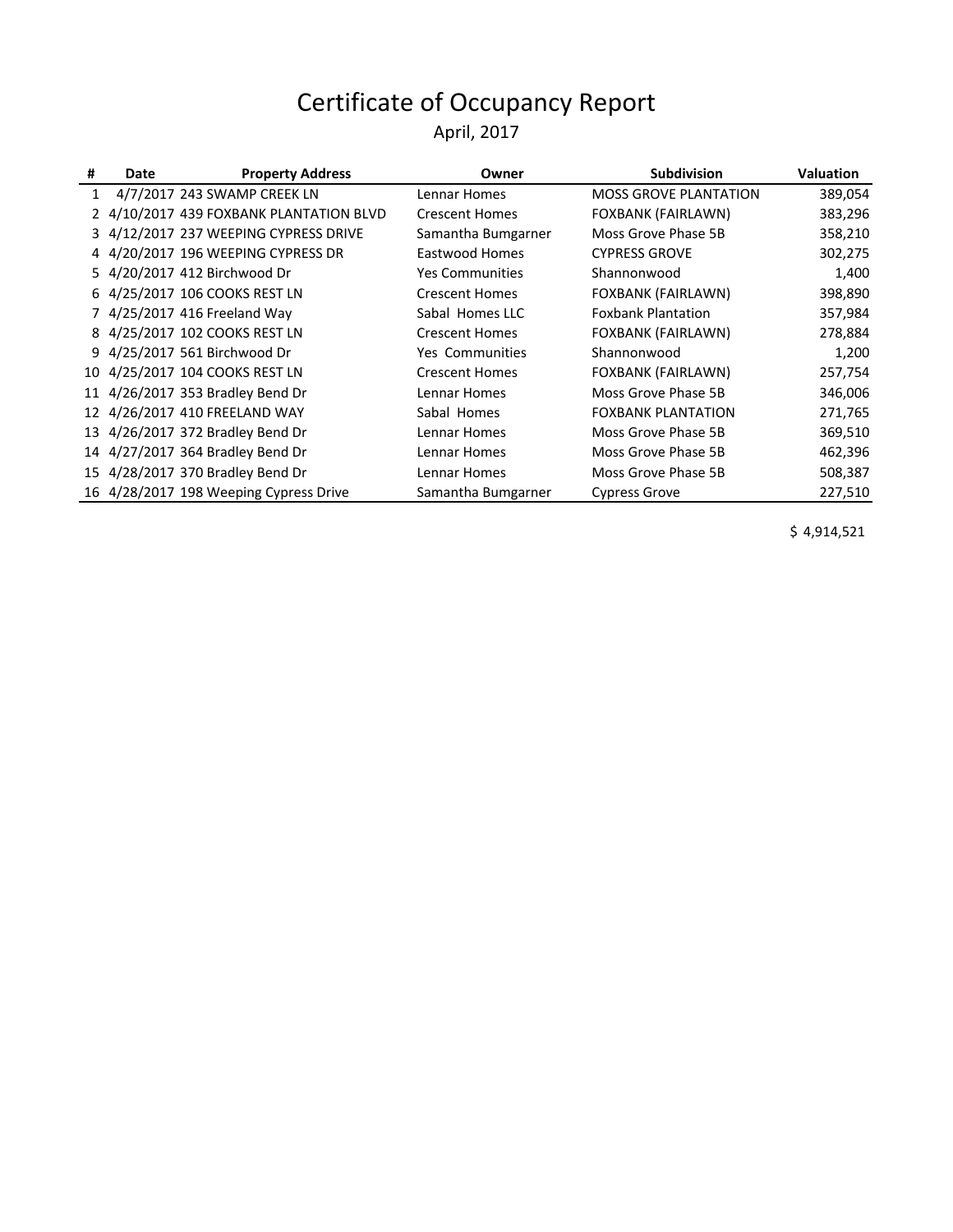# Certificate of Occupancy Report

April, 2017

| # | Date | Property Address | Owner | Subdivision | Valuation |
|---|---|---|---|---|---|
| 1 | 4/7/2017 | 243 SWAMP CREEK LN | Lennar Homes | MOSS GROVE PLANTATION | 389,054 |
| 2 | 4/10/2017 | 439 FOXBANK PLANTATION BLVD | Crescent Homes | FOXBANK (FAIRLAWN) | 383,296 |
| 3 | 4/12/2017 | 237 WEEPING CYPRESS DRIVE | Samantha Bumgarner | Moss Grove Phase 5B | 358,210 |
| 4 | 4/20/2017 | 196 WEEPING CYPRESS DR | Eastwood Homes | CYPRESS GROVE | 302,275 |
| 5 | 4/20/2017 | 412 Birchwood Dr | Yes Communities | Shannonwood | 1,400 |
| 6 | 4/25/2017 | 106 COOKS REST LN | Crescent Homes | FOXBANK (FAIRLAWN) | 398,890 |
| 7 | 4/25/2017 | 416 Freeland Way | Sabal Homes LLC | Foxbank Plantation | 357,984 |
| 8 | 4/25/2017 | 102 COOKS REST LN | Crescent Homes | FOXBANK (FAIRLAWN) | 278,884 |
| 9 | 4/25/2017 | 561 Birchwood Dr | Yes Communities | Shannonwood | 1,200 |
| 10 | 4/25/2017 | 104 COOKS REST LN | Crescent Homes | FOXBANK (FAIRLAWN) | 257,754 |
| 11 | 4/26/2017 | 353 Bradley Bend Dr | Lennar Homes | Moss Grove Phase 5B | 346,006 |
| 12 | 4/26/2017 | 410 FREELAND WAY | Sabal Homes | FOXBANK PLANTATION | 271,765 |
| 13 | 4/26/2017 | 372 Bradley Bend Dr | Lennar Homes | Moss Grove Phase 5B | 369,510 |
| 14 | 4/27/2017 | 364 Bradley Bend Dr | Lennar Homes | Moss Grove Phase 5B | 462,396 |
| 15 | 4/28/2017 | 370 Bradley Bend Dr | Lennar Homes | Moss Grove Phase 5B | 508,387 |
| 16 | 4/28/2017 | 198 Weeping Cypress Drive | Samantha Bumgarner | Cypress Grove | 227,510 |
| | | | | | $ 4,914,521 |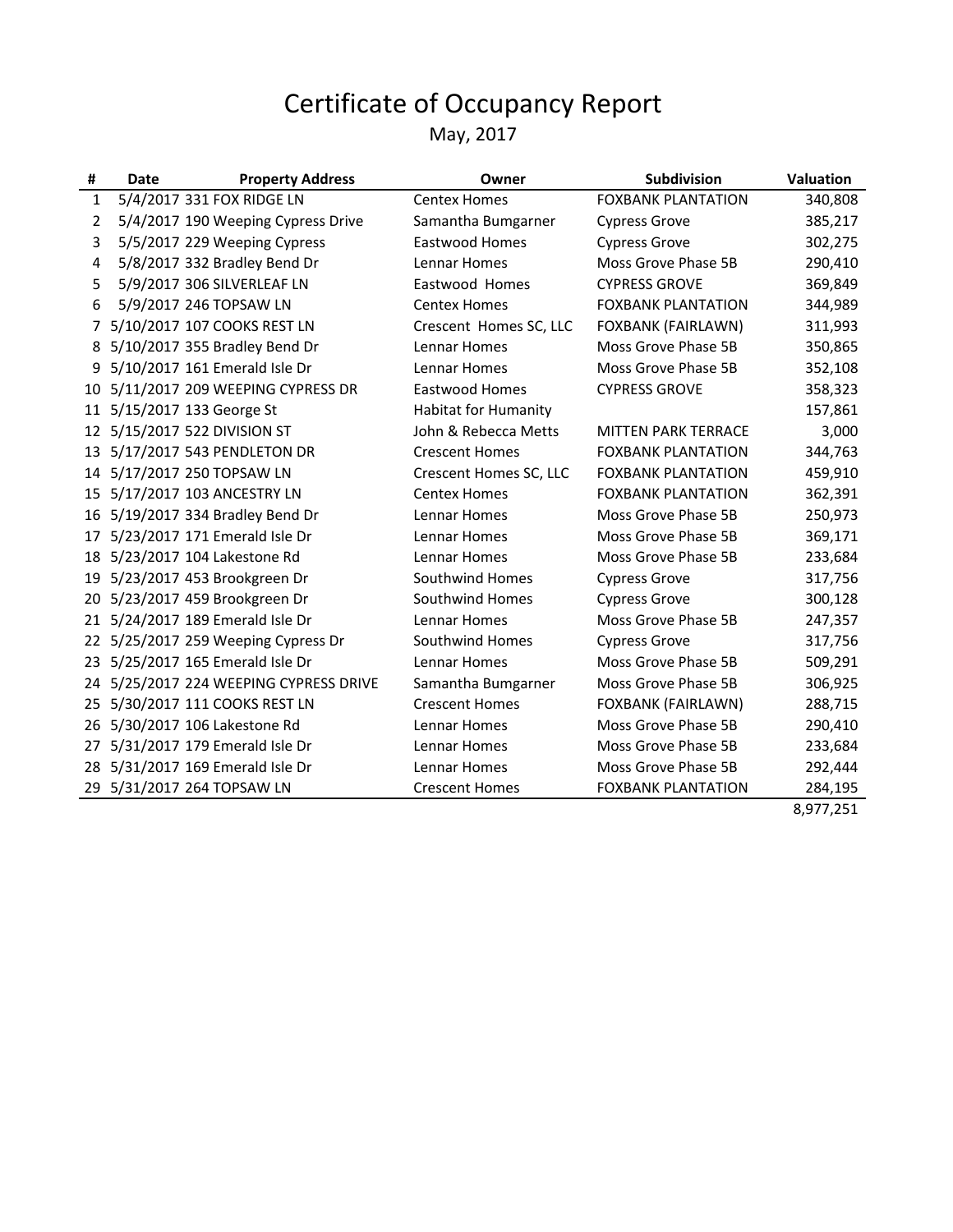# Certificate of Occupancy Report

May, 2017

| # | Date | Property Address | Owner | Subdivision | Valuation |
|---|---|---|---|---|---|
| 1 | 5/4/2017 | 331 FOX RIDGE LN | Centex Homes | FOXBANK PLANTATION | 340,808 |
| 2 | 5/4/2017 | 190 Weeping Cypress Drive | Samantha Bumgarner | Cypress Grove | 385,217 |
| 3 | 5/5/2017 | 229 Weeping Cypress | Eastwood Homes | Cypress Grove | 302,275 |
| 4 | 5/8/2017 | 332 Bradley Bend Dr | Lennar Homes | Moss Grove Phase 5B | 290,410 |
| 5 | 5/9/2017 | 306 SILVERLEAF LN | Eastwood Homes | CYPRESS GROVE | 369,849 |
| 6 | 5/9/2017 | 246 TOPSAW LN | Centex Homes | FOXBANK PLANTATION | 344,989 |
| 7 | 5/10/2017 | 107 COOKS REST LN | Crescent Homes SC, LLC | FOXBANK (FAIRLAWN) | 311,993 |
| 8 | 5/10/2017 | 355 Bradley Bend Dr | Lennar Homes | Moss Grove Phase 5B | 350,865 |
| 9 | 5/10/2017 | 161 Emerald Isle Dr | Lennar Homes | Moss Grove Phase 5B | 352,108 |
| 10 | 5/11/2017 | 209 WEEPING CYPRESS DR | Eastwood Homes | CYPRESS GROVE | 358,323 |
| 11 | 5/15/2017 | 133 George St | Habitat for Humanity | | 157,861 |
| 12 | 5/15/2017 | 522 DIVISION ST | John & Rebecca Metts | MITTEN PARK TERRACE | 3,000 |
| 13 | 5/17/2017 | 543 PENDLETON DR | Crescent Homes | FOXBANK PLANTATION | 344,763 |
| 14 | 5/17/2017 | 250 TOPSAW LN | Crescent Homes SC, LLC | FOXBANK PLANTATION | 459,910 |
| 15 | 5/17/2017 | 103 ANCESTRY LN | Centex Homes | FOXBANK PLANTATION | 362,391 |
| 16 | 5/19/2017 | 334 Bradley Bend Dr | Lennar Homes | Moss Grove Phase 5B | 250,973 |
| 17 | 5/23/2017 | 171 Emerald Isle Dr | Lennar Homes | Moss Grove Phase 5B | 369,171 |
| 18 | 5/23/2017 | 104 Lakestone Rd | Lennar Homes | Moss Grove Phase 5B | 233,684 |
| 19 | 5/23/2017 | 453 Brookgreen Dr | Southwind Homes | Cypress Grove | 317,756 |
| 20 | 5/23/2017 | 459 Brookgreen Dr | Southwind Homes | Cypress Grove | 300,128 |
| 21 | 5/24/2017 | 189 Emerald Isle Dr | Lennar Homes | Moss Grove Phase 5B | 247,357 |
| 22 | 5/25/2017 | 259 Weeping Cypress Dr | Southwind Homes | Cypress Grove | 317,756 |
| 23 | 5/25/2017 | 165 Emerald Isle Dr | Lennar Homes | Moss Grove Phase 5B | 509,291 |
| 24 | 5/25/2017 | 224 WEEPING CYPRESS DRIVE | Samantha Bumgarner | Moss Grove Phase 5B | 306,925 |
| 25 | 5/30/2017 | 111 COOKS REST LN | Crescent Homes | FOXBANK (FAIRLAWN) | 288,715 |
| 26 | 5/30/2017 | 106 Lakestone Rd | Lennar Homes | Moss Grove Phase 5B | 290,410 |
| 27 | 5/31/2017 | 179 Emerald Isle Dr | Lennar Homes | Moss Grove Phase 5B | 233,684 |
| 28 | 5/31/2017 | 169 Emerald Isle Dr | Lennar Homes | Moss Grove Phase 5B | 292,444 |
| 29 | 5/31/2017 | 264 TOPSAW LN | Crescent Homes | FOXBANK PLANTATION | 284,195 |
| | | | | | 8,977,251 |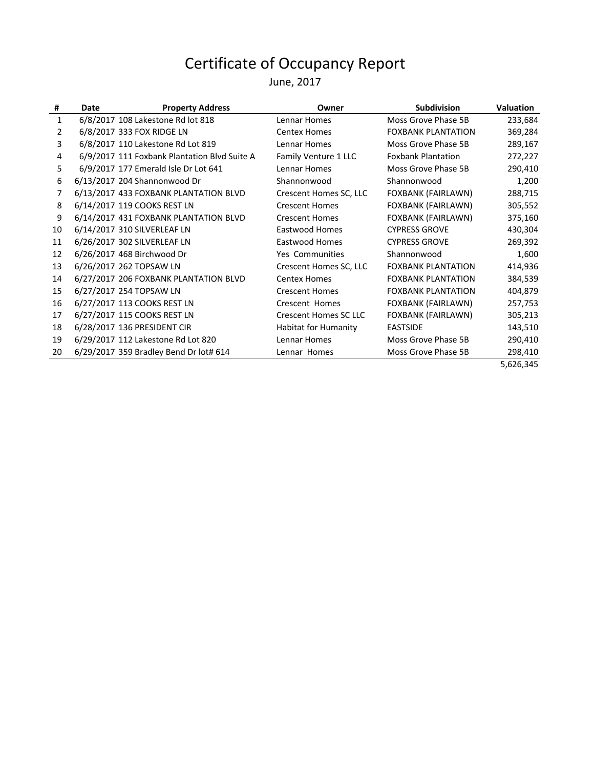# Certificate of Occupancy Report

June, 2017

| # | Date | Property Address | Owner | Subdivision | Valuation |
|---|---|---|---|---|---|
| 1 | 6/8/2017 | 108 Lakestone Rd lot 818 | Lennar Homes | Moss Grove Phase 5B | 233,684 |
| 2 | 6/8/2017 | 333 FOX RIDGE LN | Centex Homes | FOXBANK PLANTATION | 369,284 |
| 3 | 6/8/2017 | 110 Lakestone Rd Lot 819 | Lennar Homes | Moss Grove Phase 5B | 289,167 |
| 4 | 6/9/2017 | 111 Foxbank Plantation Blvd Suite A | Family Venture 1 LLC | Foxbank Plantation | 272,227 |
| 5 | 6/9/2017 | 177 Emerald Isle Dr Lot 641 | Lennar Homes | Moss Grove Phase 5B | 290,410 |
| 6 | 6/13/2017 | 204 Shannonwood Dr | Shannonwood | Shannonwood | 1,200 |
| 7 | 6/13/2017 | 433 FOXBANK PLANTATION BLVD | Crescent Homes SC, LLC | FOXBANK (FAIRLAWN) | 288,715 |
| 8 | 6/14/2017 | 119 COOKS REST LN | Crescent Homes | FOXBANK (FAIRLAWN) | 305,552 |
| 9 | 6/14/2017 | 431 FOXBANK PLANTATION BLVD | Crescent Homes | FOXBANK (FAIRLAWN) | 375,160 |
| 10 | 6/14/2017 | 310 SILVERLEAF LN | Eastwood Homes | CYPRESS GROVE | 430,304 |
| 11 | 6/26/2017 | 302 SILVERLEAF LN | Eastwood Homes | CYPRESS GROVE | 269,392 |
| 12 | 6/26/2017 | 468 Birchwood Dr | Yes Communities | Shannonwood | 1,600 |
| 13 | 6/26/2017 | 262 TOPSAW LN | Crescent Homes SC, LLC | FOXBANK PLANTATION | 414,936 |
| 14 | 6/27/2017 | 206 FOXBANK PLANTATION BLVD | Centex Homes | FOXBANK PLANTATION | 384,539 |
| 15 | 6/27/2017 | 254 TOPSAW LN | Crescent Homes | FOXBANK PLANTATION | 404,879 |
| 16 | 6/27/2017 | 113 COOKS REST LN | Crescent Homes | FOXBANK (FAIRLAWN) | 257,753 |
| 17 | 6/27/2017 | 115 COOKS REST LN | Crescent Homes SC LLC | FOXBANK (FAIRLAWN) | 305,213 |
| 18 | 6/28/2017 | 136 PRESIDENT CIR | Habitat for Humanity | EASTSIDE | 143,510 |
| 19 | 6/29/2017 | 112 Lakestone Rd Lot 820 | Lennar Homes | Moss Grove Phase 5B | 290,410 |
| 20 | 6/29/2017 | 359 Bradley Bend Dr lot# 614 | Lennar Homes | Moss Grove Phase 5B | 298,410 |
| | | | | | 5,626,345 |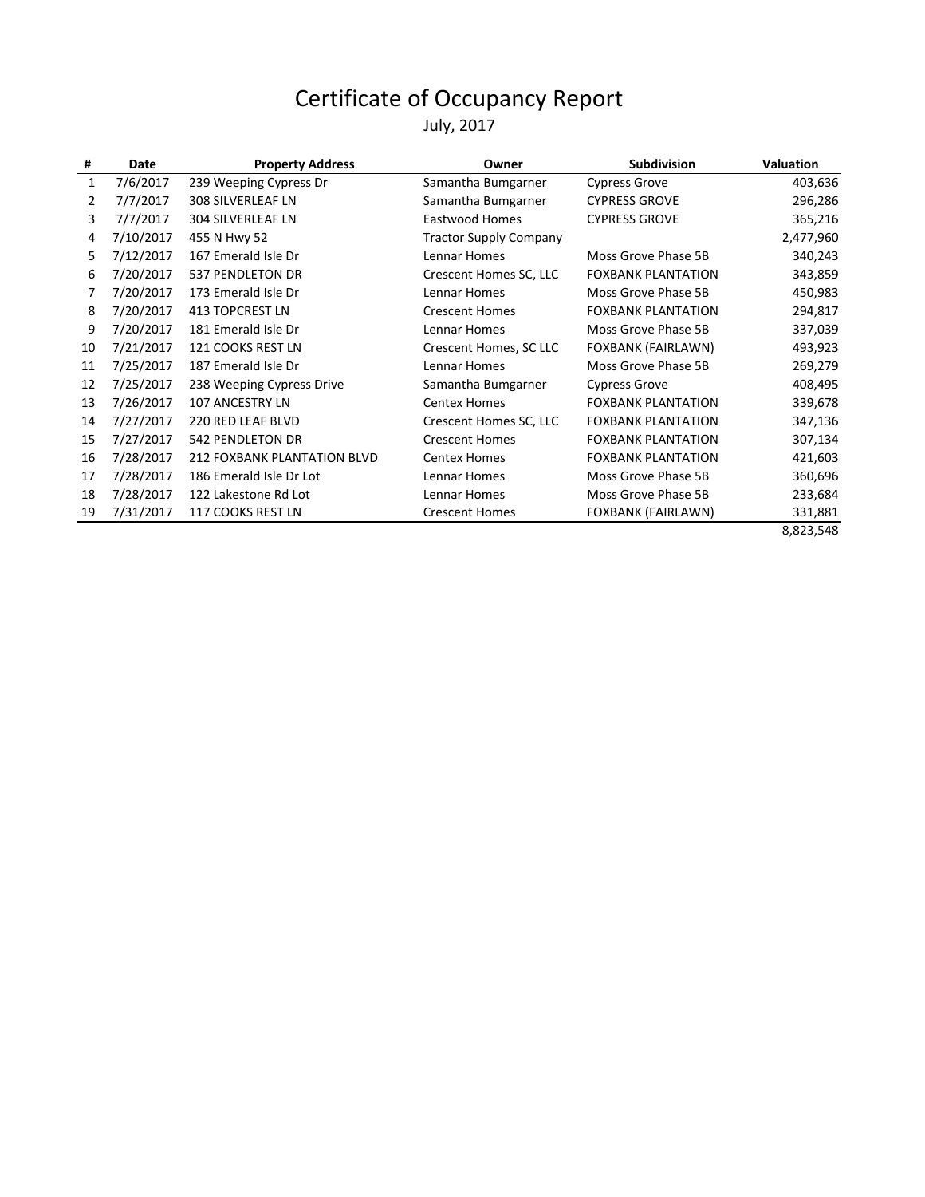# Certificate of Occupancy Report

July, 2017

| # | Date | Property Address | Owner | Subdivision | Valuation |
|---|---|---|---|---|---|
| 1 | 7/6/2017 | 239 Weeping Cypress Dr | Samantha Bumgarner | Cypress Grove | 403,636 |
| 2 | 7/7/2017 | 308 SILVERLEAF LN | Samantha Bumgarner | CYPRESS GROVE | 296,286 |
| 3 | 7/7/2017 | 304 SILVERLEAF LN | Eastwood Homes | CYPRESS GROVE | 365,216 |
| 4 | 7/10/2017 | 455 N Hwy 52 | Tractor Supply Company | | 2,477,960 |
| 5 | 7/12/2017 | 167 Emerald Isle Dr | Lennar Homes | Moss Grove Phase 5B | 340,243 |
| 6 | 7/20/2017 | 537 PENDLETON DR | Crescent Homes SC, LLC | FOXBANK PLANTATION | 343,859 |
| 7 | 7/20/2017 | 173 Emerald Isle Dr | Lennar Homes | Moss Grove Phase 5B | 450,983 |
| 8 | 7/20/2017 | 413 TOPCREST LN | Crescent Homes | FOXBANK PLANTATION | 294,817 |
| 9 | 7/20/2017 | 181 Emerald Isle Dr | Lennar Homes | Moss Grove Phase 5B | 337,039 |
| 10 | 7/21/2017 | 121 COOKS REST LN | Crescent Homes, SC LLC | FOXBANK (FAIRLAWN) | 493,923 |
| 11 | 7/25/2017 | 187 Emerald Isle Dr | Lennar Homes | Moss Grove Phase 5B | 269,279 |
| 12 | 7/25/2017 | 238 Weeping Cypress Drive | Samantha Bumgarner | Cypress Grove | 408,495 |
| 13 | 7/26/2017 | 107 ANCESTRY LN | Centex Homes | FOXBANK PLANTATION | 339,678 |
| 14 | 7/27/2017 | 220 RED LEAF BLVD | Crescent Homes SC, LLC | FOXBANK PLANTATION | 347,136 |
| 15 | 7/27/2017 | 542 PENDLETON DR | Crescent Homes | FOXBANK PLANTATION | 307,134 |
| 16 | 7/28/2017 | 212 FOXBANK PLANTATION BLVD | Centex Homes | FOXBANK PLANTATION | 421,603 |
| 17 | 7/28/2017 | 186 Emerald Isle Dr Lot | Lennar Homes | Moss Grove Phase 5B | 360,696 |
| 18 | 7/28/2017 | 122 Lakestone Rd Lot | Lennar Homes | Moss Grove Phase 5B | 233,684 |
| 19 | 7/31/2017 | 117 COOKS REST LN | Crescent Homes | FOXBANK (FAIRLAWN) | 331,881 |
| | | | | | 8,823,548 |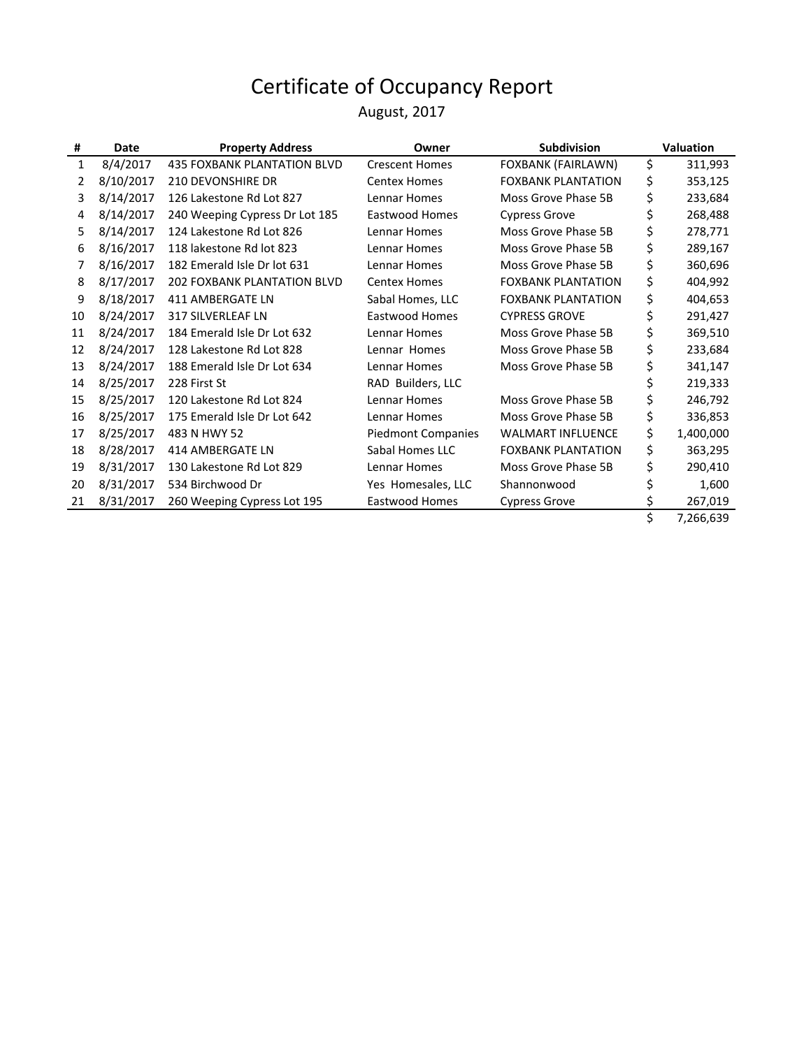# Certificate of Occupancy Report

August, 2017

| # | Date | Property Address | Owner | Subdivision | Valuation |
|---|---|---|---|---|---|
| 1 | 8/4/2017 | 435 FOXBANK PLANTATION BLVD | Crescent Homes | FOXBANK (FAIRLAWN) | $ 311,993 |
| 2 | 8/10/2017 | 210 DEVONSHIRE DR | Centex Homes | FOXBANK PLANTATION | $ 353,125 |
| 3 | 8/14/2017 | 126 Lakestone Rd Lot 827 | Lennar Homes | Moss Grove Phase 5B | $ 233,684 |
| 4 | 8/14/2017 | 240 Weeping Cypress Dr Lot 185 | Eastwood Homes | Cypress Grove | $ 268,488 |
| 5 | 8/14/2017 | 124 Lakestone Rd Lot 826 | Lennar Homes | Moss Grove Phase 5B | $ 278,771 |
| 6 | 8/16/2017 | 118 lakestone Rd lot 823 | Lennar Homes | Moss Grove Phase 5B | $ 289,167 |
| 7 | 8/16/2017 | 182 Emerald Isle Dr lot 631 | Lennar Homes | Moss Grove Phase 5B | $ 360,696 |
| 8 | 8/17/2017 | 202 FOXBANK PLANTATION BLVD | Centex Homes | FOXBANK PLANTATION | $ 404,992 |
| 9 | 8/18/2017 | 411 AMBERGATE LN | Sabal Homes, LLC | FOXBANK PLANTATION | $ 404,653 |
| 10 | 8/24/2017 | 317 SILVERLEAF LN | Eastwood Homes | CYPRESS GROVE | $ 291,427 |
| 11 | 8/24/2017 | 184 Emerald Isle Dr Lot 632 | Lennar Homes | Moss Grove Phase 5B | $ 369,510 |
| 12 | 8/24/2017 | 128 Lakestone Rd Lot 828 | Lennar Homes | Moss Grove Phase 5B | $ 233,684 |
| 13 | 8/24/2017 | 188 Emerald Isle Dr Lot 634 | Lennar Homes | Moss Grove Phase 5B | $ 341,147 |
| 14 | 8/25/2017 | 228 First St | RAD Builders, LLC | | $ 219,333 |
| 15 | 8/25/2017 | 120 Lakestone Rd Lot 824 | Lennar Homes | Moss Grove Phase 5B | $ 246,792 |
| 16 | 8/25/2017 | 175 Emerald Isle Dr Lot 642 | Lennar Homes | Moss Grove Phase 5B | $ 336,853 |
| 17 | 8/25/2017 | 483 N HWY 52 | Piedmont Companies | WALMART INFLUENCE | $ 1,400,000 |
| 18 | 8/28/2017 | 414 AMBERGATE LN | Sabal Homes LLC | FOXBANK PLANTATION | $ 363,295 |
| 19 | 8/31/2017 | 130 Lakestone Rd Lot 829 | Lennar Homes | Moss Grove Phase 5B | $ 290,410 |
| 20 | 8/31/2017 | 534 Birchwood Dr | Yes Homesales, LLC | Shannonwood | $ 1,600 |
| 21 | 8/31/2017 | 260 Weeping Cypress Lot 195 | Eastwood Homes | Cypress Grove | $ 267,019 |
| | | | | | $ 7,266,639 |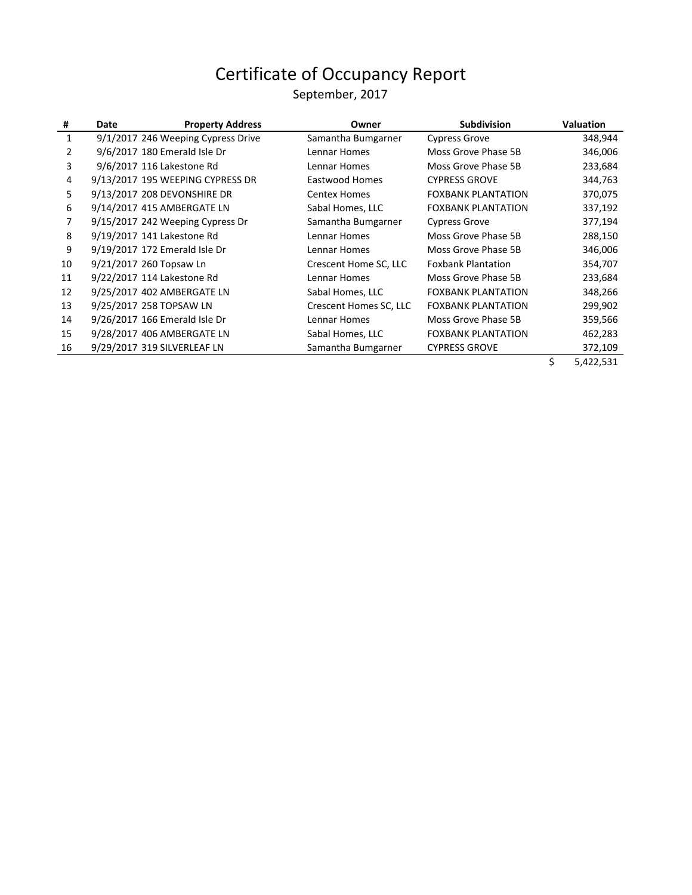# Certificate of Occupancy Report

September, 2017

| # | Date | Property Address | Owner | Subdivision | Valuation |
|---|---|---|---|---|---|
| 1 | 9/1/2017 | 246 Weeping Cypress Drive | Samantha Bumgarner | Cypress Grove | 348,944 |
| 2 | 9/6/2017 | 180 Emerald Isle Dr | Lennar Homes | Moss Grove Phase 5B | 346,006 |
| 3 | 9/6/2017 | 116 Lakestone Rd | Lennar Homes | Moss Grove Phase 5B | 233,684 |
| 4 | 9/13/2017 | 195 WEEPING CYPRESS DR | Eastwood Homes | CYPRESS GROVE | 344,763 |
| 5 | 9/13/2017 | 208 DEVONSHIRE DR | Centex Homes | FOXBANK PLANTATION | 370,075 |
| 6 | 9/14/2017 | 415 AMBERGATE LN | Sabal Homes, LLC | FOXBANK PLANTATION | 337,192 |
| 7 | 9/15/2017 | 242 Weeping Cypress Dr | Samantha Bumgarner | Cypress Grove | 377,194 |
| 8 | 9/19/2017 | 141 Lakestone Rd | Lennar Homes | Moss Grove Phase 5B | 288,150 |
| 9 | 9/19/2017 | 172 Emerald Isle Dr | Lennar Homes | Moss Grove Phase 5B | 346,006 |
| 10 | 9/21/2017 | 260 Topsaw Ln | Crescent Home SC, LLC | Foxbank Plantation | 354,707 |
| 11 | 9/22/2017 | 114 Lakestone Rd | Lennar Homes | Moss Grove Phase 5B | 233,684 |
| 12 | 9/25/2017 | 402 AMBERGATE LN | Sabal Homes, LLC | FOXBANK PLANTATION | 348,266 |
| 13 | 9/25/2017 | 258 TOPSAW LN | Crescent Homes SC, LLC | FOXBANK PLANTATION | 299,902 |
| 14 | 9/26/2017 | 166 Emerald Isle Dr | Lennar Homes | Moss Grove Phase 5B | 359,566 |
| 15 | 9/28/2017 | 406 AMBERGATE LN | Sabal Homes, LLC | FOXBANK PLANTATION | 462,283 |
| 16 | 9/29/2017 | 319 SILVERLEAF LN | Samantha Bumgarner | CYPRESS GROVE | 372,109 |
| | | | | | $ 5,422,531 |